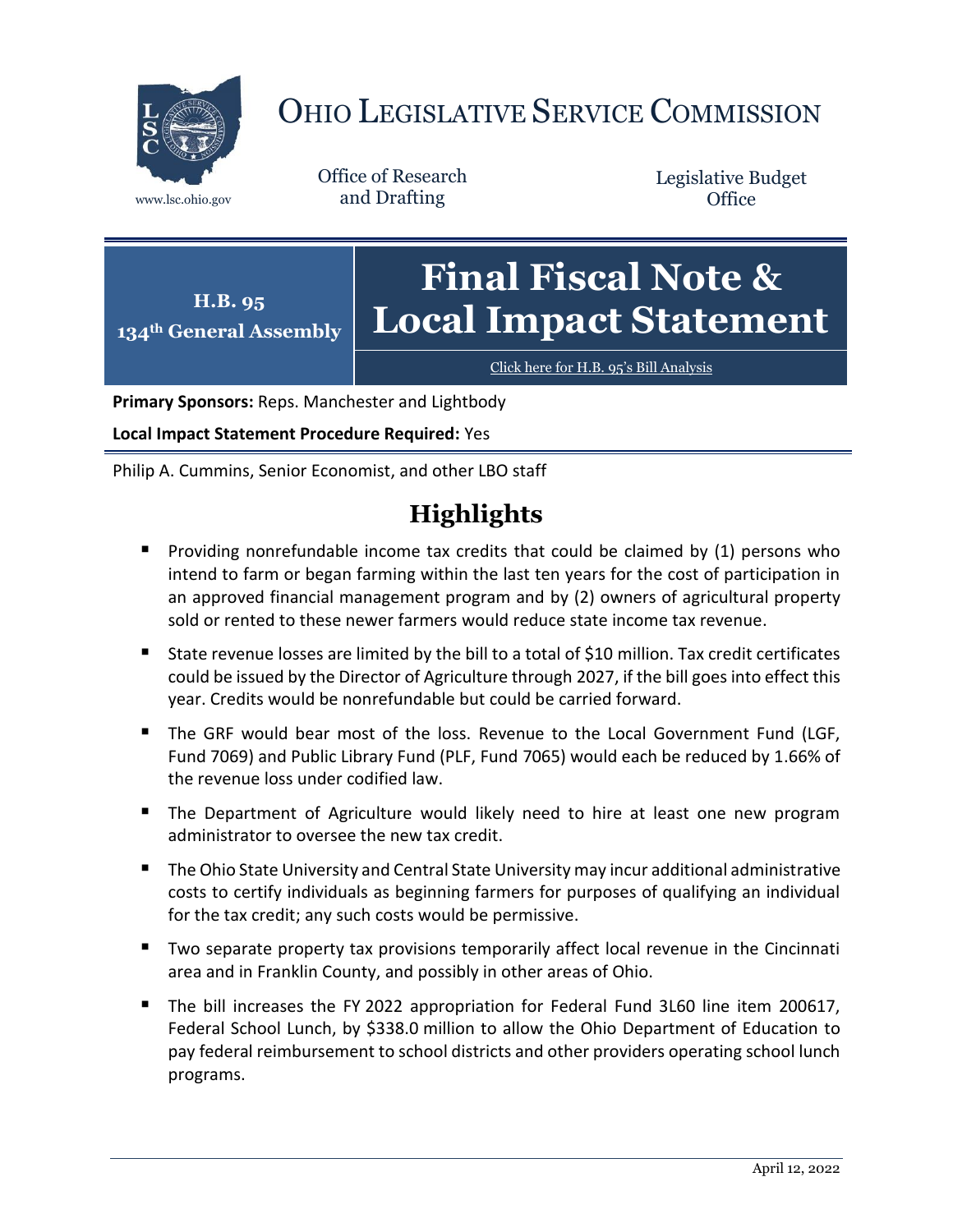# OHIO LEGISLATIVE SERVICE COMMISSION

www.lsc.ohio.gov

Office of Research and Drafting

Legislative Budget Office

**H.B. 95**
**134th General Assembly**

# Final Fiscal Note & Local Impact Statement

Click here for H.B. 95's Bill Analysis

**Primary Sponsors:** Reps. Manchester and Lightbody

**Local Impact Statement Procedure Required:** Yes

Philip A. Cummins, Senior Economist, and other LBO staff

## Highlights

- Providing nonrefundable income tax credits that could be claimed by (1) persons who intend to farm or began farming within the last ten years for the cost of participation in an approved financial management program and by (2) owners of agricultural property sold or rented to these newer farmers would reduce state income tax revenue.
- State revenue losses are limited by the bill to a total of $10 million. Tax credit certificates could be issued by the Director of Agriculture through 2027, if the bill goes into effect this year. Credits would be nonrefundable but could be carried forward.
- The GRF would bear most of the loss. Revenue to the Local Government Fund (LGF, Fund 7069) and Public Library Fund (PLF, Fund 7065) would each be reduced by 1.66% of the revenue loss under codified law.
- The Department of Agriculture would likely need to hire at least one new program administrator to oversee the new tax credit.
- The Ohio State University and Central State University may incur additional administrative costs to certify individuals as beginning farmers for purposes of qualifying an individual for the tax credit; any such costs would be permissive.
- Two separate property tax provisions temporarily affect local revenue in the Cincinnati area and in Franklin County, and possibly in other areas of Ohio.
- The bill increases the FY 2022 appropriation for Federal Fund 3L60 line item 200617, Federal School Lunch, by $338.0 million to allow the Ohio Department of Education to pay federal reimbursement to school districts and other providers operating school lunch programs.

April 12, 2022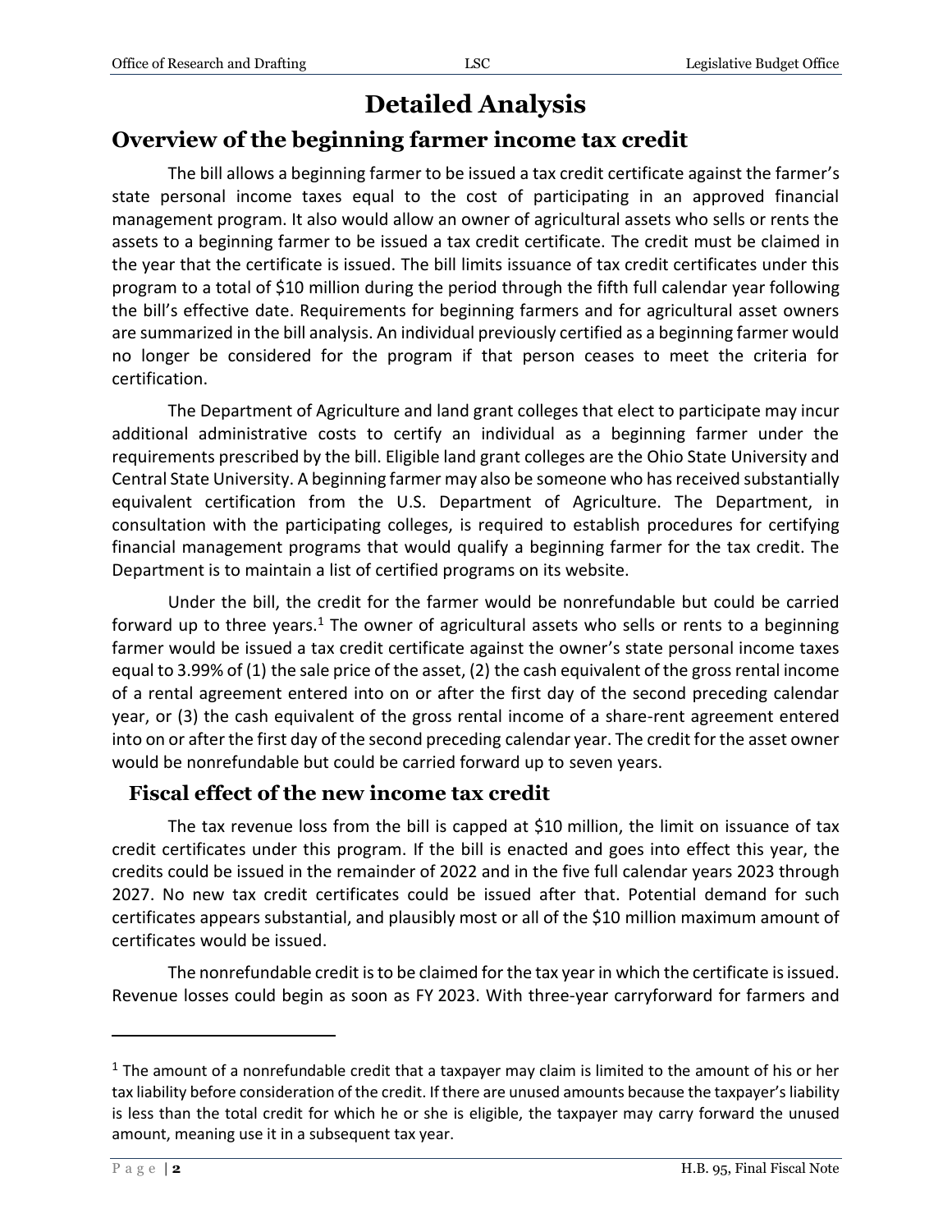# Detailed Analysis

## Overview of the beginning farmer income tax credit

The bill allows a beginning farmer to be issued a tax credit certificate against the farmer's state personal income taxes equal to the cost of participating in an approved financial management program. It also would allow an owner of agricultural assets who sells or rents the assets to a beginning farmer to be issued a tax credit certificate. The credit must be claimed in the year that the certificate is issued. The bill limits issuance of tax credit certificates under this program to a total of $10 million during the period through the fifth full calendar year following the bill's effective date. Requirements for beginning farmers and for agricultural asset owners are summarized in the bill analysis. An individual previously certified as a beginning farmer would no longer be considered for the program if that person ceases to meet the criteria for certification.

The Department of Agriculture and land grant colleges that elect to participate may incur additional administrative costs to certify an individual as a beginning farmer under the requirements prescribed by the bill. Eligible land grant colleges are the Ohio State University and Central State University. A beginning farmer may also be someone who has received substantially equivalent certification from the U.S. Department of Agriculture. The Department, in consultation with the participating colleges, is required to establish procedures for certifying financial management programs that would qualify a beginning farmer for the tax credit. The Department is to maintain a list of certified programs on its website.

Under the bill, the credit for the farmer would be nonrefundable but could be carried forward up to three years.[1] The owner of agricultural assets who sells or rents to a beginning farmer would be issued a tax credit certificate against the owner's state personal income taxes equal to 3.99% of (1) the sale price of the asset, (2) the cash equivalent of the gross rental income of a rental agreement entered into on or after the first day of the second preceding calendar year, or (3) the cash equivalent of the gross rental income of a share-rent agreement entered into on or after the first day of the second preceding calendar year. The credit for the asset owner would be nonrefundable but could be carried forward up to seven years.

### Fiscal effect of the new income tax credit

The tax revenue loss from the bill is capped at $10 million, the limit on issuance of tax credit certificates under this program. If the bill is enacted and goes into effect this year, the credits could be issued in the remainder of 2022 and in the five full calendar years 2023 through 2027. No new tax credit certificates could be issued after that. Potential demand for such certificates appears substantial, and plausibly most or all of the $10 million maximum amount of certificates would be issued.

The nonrefundable credit is to be claimed for the tax year in which the certificate is issued. Revenue losses could begin as soon as FY 2023. With three-year carryforward for farmers and

---

[1] The amount of a nonrefundable credit that a taxpayer may claim is limited to the amount of his or her tax liability before consideration of the credit. If there are unused amounts because the taxpayer's liability is less than the total credit for which he or she is eligible, the taxpayer may carry forward the unused amount, meaning use it in a subsequent tax year.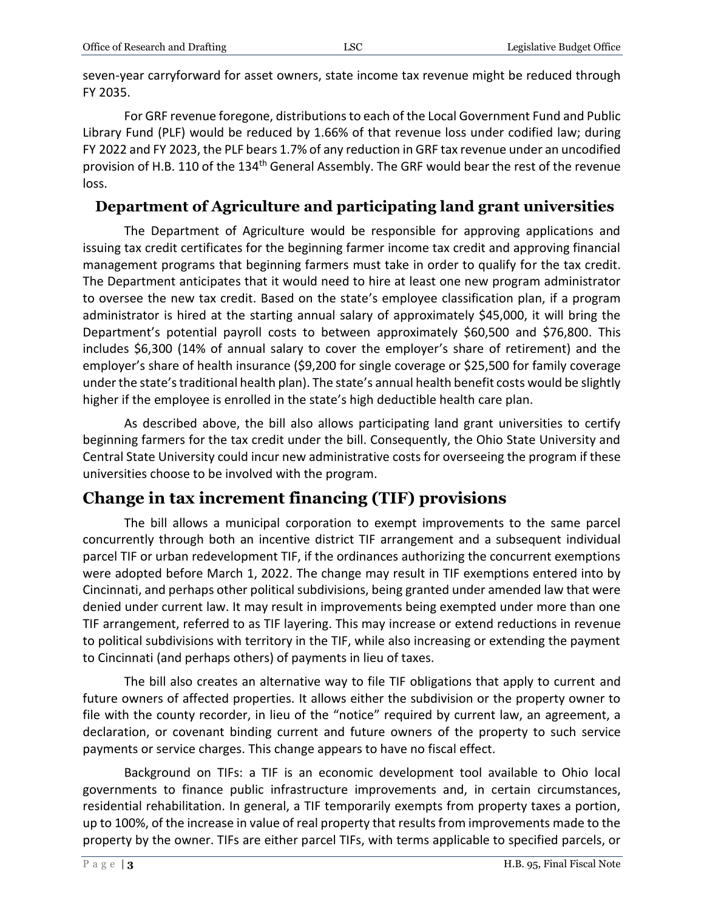seven-year carryforward for asset owners, state income tax revenue might be reduced through FY 2035.

For GRF revenue foregone, distributions to each of the Local Government Fund and Public Library Fund (PLF) would be reduced by 1.66% of that revenue loss under codified law; during FY 2022 and FY 2023, the PLF bears 1.7% of any reduction in GRF tax revenue under an uncodified provision of H.B. 110 of the 134th General Assembly. The GRF would bear the rest of the revenue loss.

### Department of Agriculture and participating land grant universities

The Department of Agriculture would be responsible for approving applications and issuing tax credit certificates for the beginning farmer income tax credit and approving financial management programs that beginning farmers must take in order to qualify for the tax credit. The Department anticipates that it would need to hire at least one new program administrator to oversee the new tax credit. Based on the state's employee classification plan, if a program administrator is hired at the starting annual salary of approximately $45,000, it will bring the Department's potential payroll costs to between approximately $60,500 and $76,800. This includes $6,300 (14% of annual salary to cover the employer's share of retirement) and the employer's share of health insurance ($9,200 for single coverage or $25,500 for family coverage under the state's traditional health plan). The state's annual health benefit costs would be slightly higher if the employee is enrolled in the state's high deductible health care plan.

As described above, the bill also allows participating land grant universities to certify beginning farmers for the tax credit under the bill. Consequently, the Ohio State University and Central State University could incur new administrative costs for overseeing the program if these universities choose to be involved with the program.

## Change in tax increment financing (TIF) provisions

The bill allows a municipal corporation to exempt improvements to the same parcel concurrently through both an incentive district TIF arrangement and a subsequent individual parcel TIF or urban redevelopment TIF, if the ordinances authorizing the concurrent exemptions were adopted before March 1, 2022. The change may result in TIF exemptions entered into by Cincinnati, and perhaps other political subdivisions, being granted under amended law that were denied under current law. It may result in improvements being exempted under more than one TIF arrangement, referred to as TIF layering. This may increase or extend reductions in revenue to political subdivisions with territory in the TIF, while also increasing or extending the payment to Cincinnati (and perhaps others) of payments in lieu of taxes.

The bill also creates an alternative way to file TIF obligations that apply to current and future owners of affected properties. It allows either the subdivision or the property owner to file with the county recorder, in lieu of the "notice" required by current law, an agreement, a declaration, or covenant binding current and future owners of the property to such service payments or service charges. This change appears to have no fiscal effect.

Background on TIFs: a TIF is an economic development tool available to Ohio local governments to finance public infrastructure improvements and, in certain circumstances, residential rehabilitation. In general, a TIF temporarily exempts from property taxes a portion, up to 100%, of the increase in value of real property that results from improvements made to the property by the owner. TIFs are either parcel TIFs, with terms applicable to specified parcels, or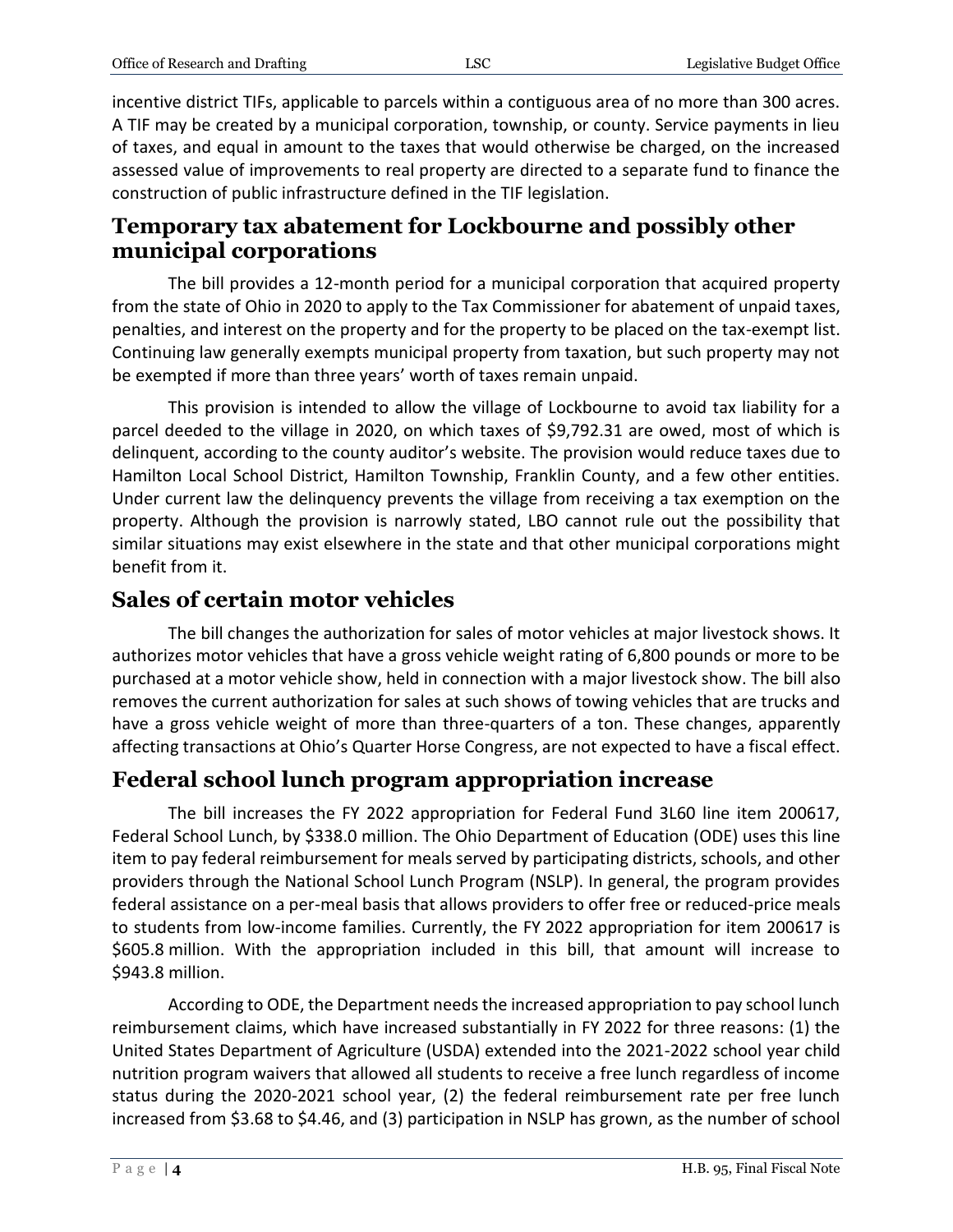incentive district TIFs, applicable to parcels within a contiguous area of no more than 300 acres. A TIF may be created by a municipal corporation, township, or county. Service payments in lieu of taxes, and equal in amount to the taxes that would otherwise be charged, on the increased assessed value of improvements to real property are directed to a separate fund to finance the construction of public infrastructure defined in the TIF legislation.

## Temporary tax abatement for Lockbourne and possibly other municipal corporations

The bill provides a 12-month period for a municipal corporation that acquired property from the state of Ohio in 2020 to apply to the Tax Commissioner for abatement of unpaid taxes, penalties, and interest on the property and for the property to be placed on the tax-exempt list. Continuing law generally exempts municipal property from taxation, but such property may not be exempted if more than three years' worth of taxes remain unpaid.

This provision is intended to allow the village of Lockbourne to avoid tax liability for a parcel deeded to the village in 2020, on which taxes of $9,792.31 are owed, most of which is delinquent, according to the county auditor's website. The provision would reduce taxes due to Hamilton Local School District, Hamilton Township, Franklin County, and a few other entities. Under current law the delinquency prevents the village from receiving a tax exemption on the property. Although the provision is narrowly stated, LBO cannot rule out the possibility that similar situations may exist elsewhere in the state and that other municipal corporations might benefit from it.

## Sales of certain motor vehicles

The bill changes the authorization for sales of motor vehicles at major livestock shows. It authorizes motor vehicles that have a gross vehicle weight rating of 6,800 pounds or more to be purchased at a motor vehicle show, held in connection with a major livestock show. The bill also removes the current authorization for sales at such shows of towing vehicles that are trucks and have a gross vehicle weight of more than three-quarters of a ton. These changes, apparently affecting transactions at Ohio's Quarter Horse Congress, are not expected to have a fiscal effect.

## Federal school lunch program appropriation increase

The bill increases the FY 2022 appropriation for Federal Fund 3L60 line item 200617, Federal School Lunch, by $338.0 million. The Ohio Department of Education (ODE) uses this line item to pay federal reimbursement for meals served by participating districts, schools, and other providers through the National School Lunch Program (NSLP). In general, the program provides federal assistance on a per-meal basis that allows providers to offer free or reduced-price meals to students from low-income families. Currently, the FY 2022 appropriation for item 200617 is $605.8 million. With the appropriation included in this bill, that amount will increase to $943.8 million.

According to ODE, the Department needs the increased appropriation to pay school lunch reimbursement claims, which have increased substantially in FY 2022 for three reasons: (1) the United States Department of Agriculture (USDA) extended into the 2021-2022 school year child nutrition program waivers that allowed all students to receive a free lunch regardless of income status during the 2020-2021 school year, (2) the federal reimbursement rate per free lunch increased from $3.68 to $4.46, and (3) participation in NSLP has grown, as the number of school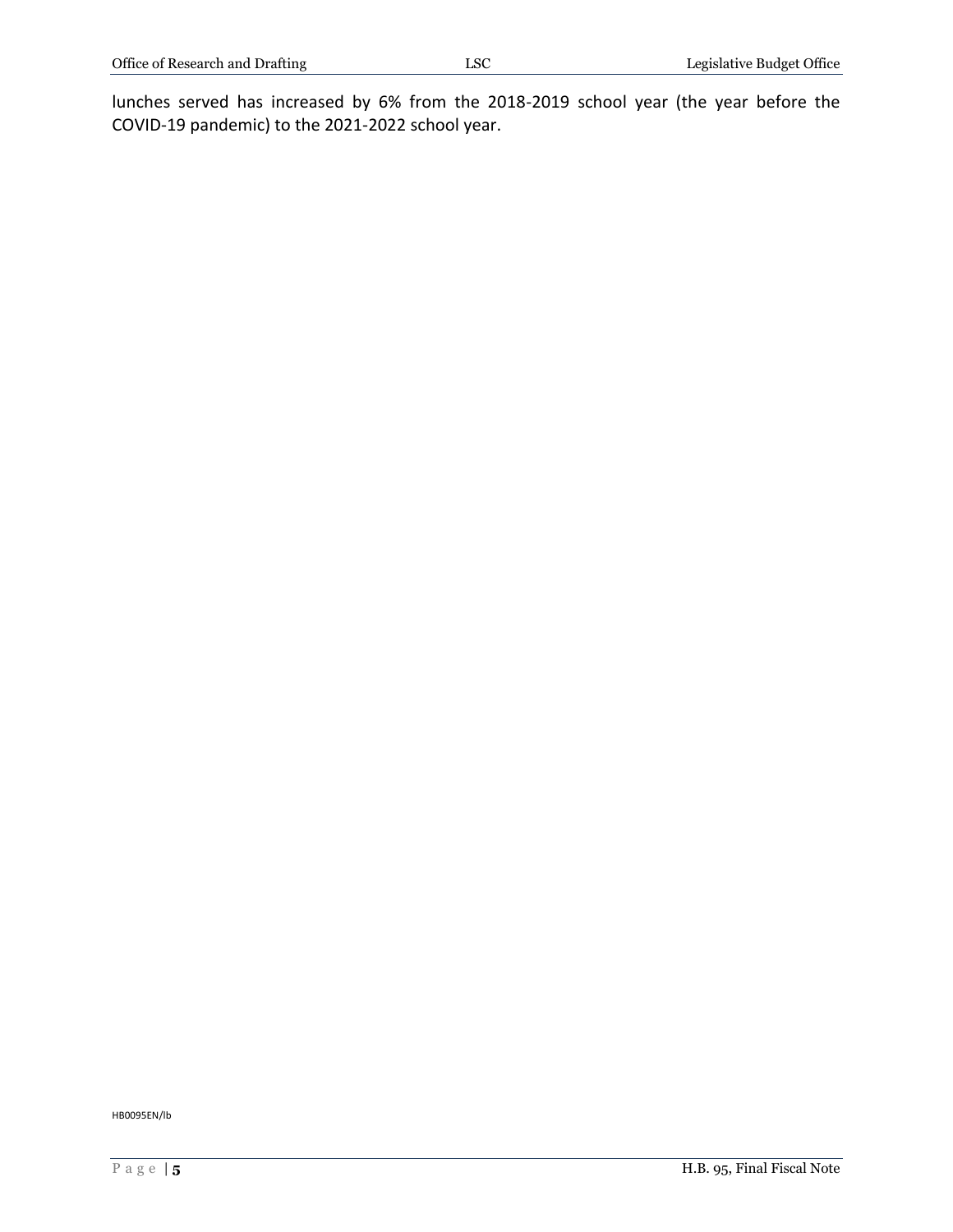lunches served has increased by 6% from the 2018-2019 school year (the year before the COVID-19 pandemic) to the 2021-2022 school year.

HB0095EN/lb